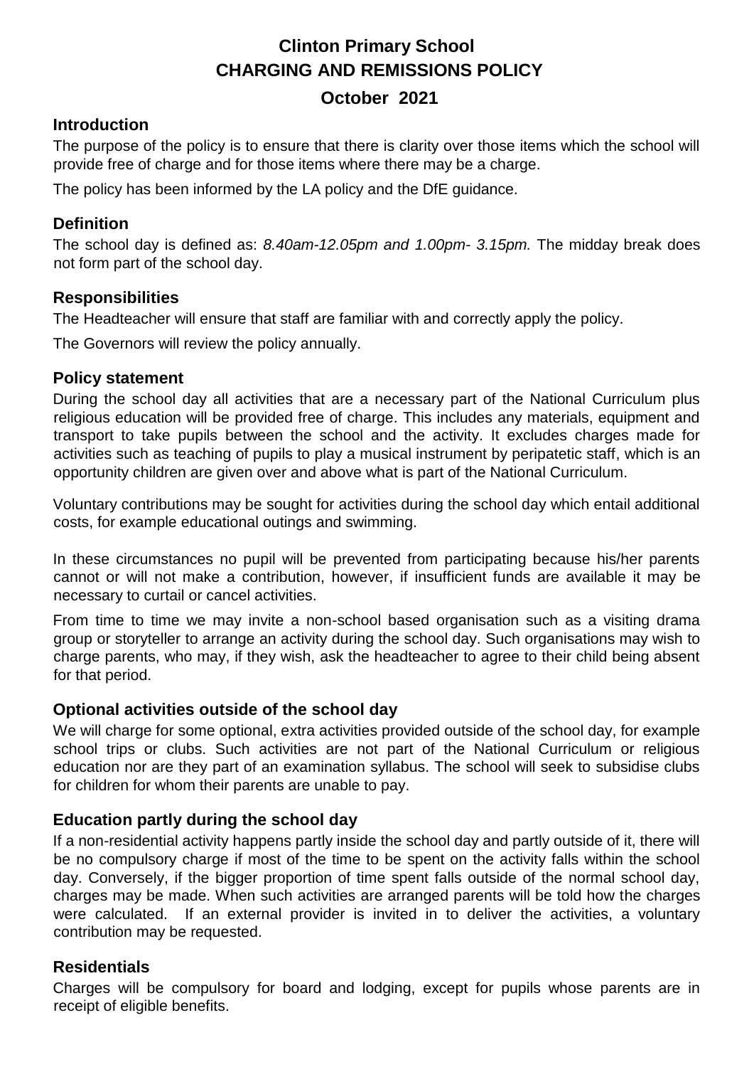# Clinton Primary School
# CHARGING AND REMISSIONS POLICY
## October 2021

### Introduction

The purpose of the policy is to ensure that there is clarity over those items which the school will provide free of charge and for those items where there may be a charge.

The policy has been informed by the LA policy and the DfE guidance.

### Definition

The school day is defined as: *8.40am-12.05pm and 1.00pm- 3.15pm.* The midday break does not form part of the school day.

### Responsibilities

The Headteacher will ensure that staff are familiar with and correctly apply the policy.

The Governors will review the policy annually.

### Policy statement

During the school day all activities that are a necessary part of the National Curriculum plus religious education will be provided free of charge. This includes any materials, equipment and transport to take pupils between the school and the activity. It excludes charges made for activities such as teaching of pupils to play a musical instrument by peripatetic staff, which is an opportunity children are given over and above what is part of the National Curriculum.

Voluntary contributions may be sought for activities during the school day which entail additional costs, for example educational outings and swimming.

In these circumstances no pupil will be prevented from participating because his/her parents cannot or will not make a contribution, however, if insufficient funds are available it may be necessary to curtail or cancel activities.

From time to time we may invite a non-school based organisation such as a visiting drama group or storyteller to arrange an activity during the school day. Such organisations may wish to charge parents, who may, if they wish, ask the headteacher to agree to their child being absent for that period.

### Optional activities outside of the school day

We will charge for some optional, extra activities provided outside of the school day, for example school trips or clubs. Such activities are not part of the National Curriculum or religious education nor are they part of an examination syllabus. The school will seek to subsidise clubs for children for whom their parents are unable to pay.

### Education partly during the school day

If a non-residential activity happens partly inside the school day and partly outside of it, there will be no compulsory charge if most of the time to be spent on the activity falls within the school day. Conversely, if the bigger proportion of time spent falls outside of the normal school day, charges may be made. When such activities are arranged parents will be told how the charges were calculated. If an external provider is invited in to deliver the activities, a voluntary contribution may be requested.

### Residentials

Charges will be compulsory for board and lodging, except for pupils whose parents are in receipt of eligible benefits.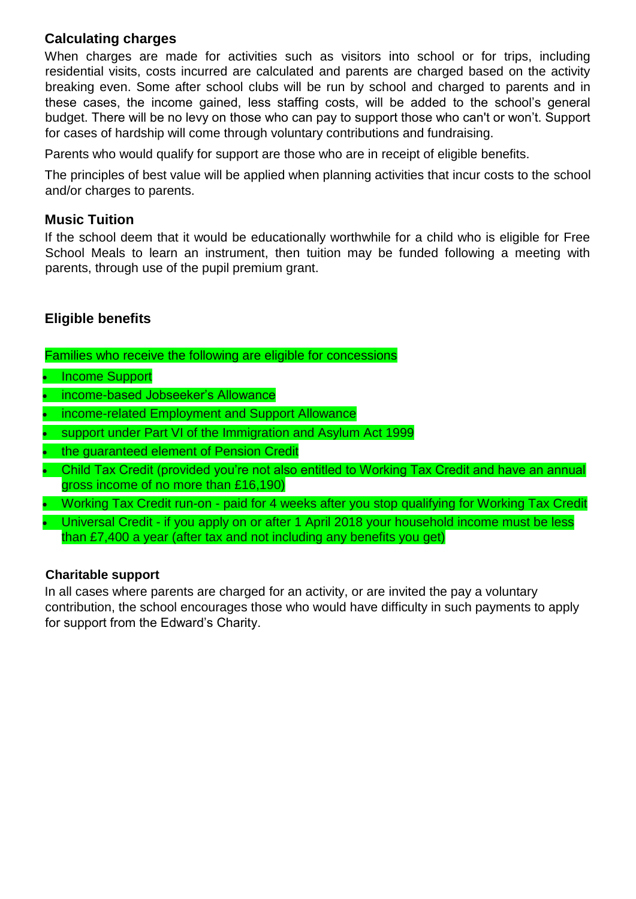## Calculating charges

When charges are made for activities such as visitors into school or for trips, including residential visits, costs incurred are calculated and parents are charged based on the activity breaking even. Some after school clubs will be run by school and charged to parents and in these cases, the income gained, less staffing costs, will be added to the school's general budget. There will be no levy on those who can pay to support those who can't or won't. Support for cases of hardship will come through voluntary contributions and fundraising.

Parents who would qualify for support are those who are in receipt of eligible benefits.

The principles of best value will be applied when planning activities that incur costs to the school and/or charges to parents.

## Music Tuition

If the school deem that it would be educationally worthwhile for a child who is eligible for Free School Meals to learn an instrument, then tuition may be funded following a meeting with parents, through use of the pupil premium grant.

## Eligible benefits

Families who receive the following are eligible for concessions

- Income Support
- income-based Jobseeker's Allowance
- income-related Employment and Support Allowance
- support under Part VI of the Immigration and Asylum Act 1999
- the guaranteed element of Pension Credit
- Child Tax Credit (provided you're not also entitled to Working Tax Credit and have an annual gross income of no more than £16,190)
- Working Tax Credit run-on - paid for 4 weeks after you stop qualifying for Working Tax Credit
- Universal Credit - if you apply on or after 1 April 2018 your household income must be less than £7,400 a year (after tax and not including any benefits you get)

## Charitable support

In all cases where parents are charged for an activity, or are invited the pay a voluntary contribution, the school encourages those who would have difficulty in such payments to apply for support from the Edward's Charity.